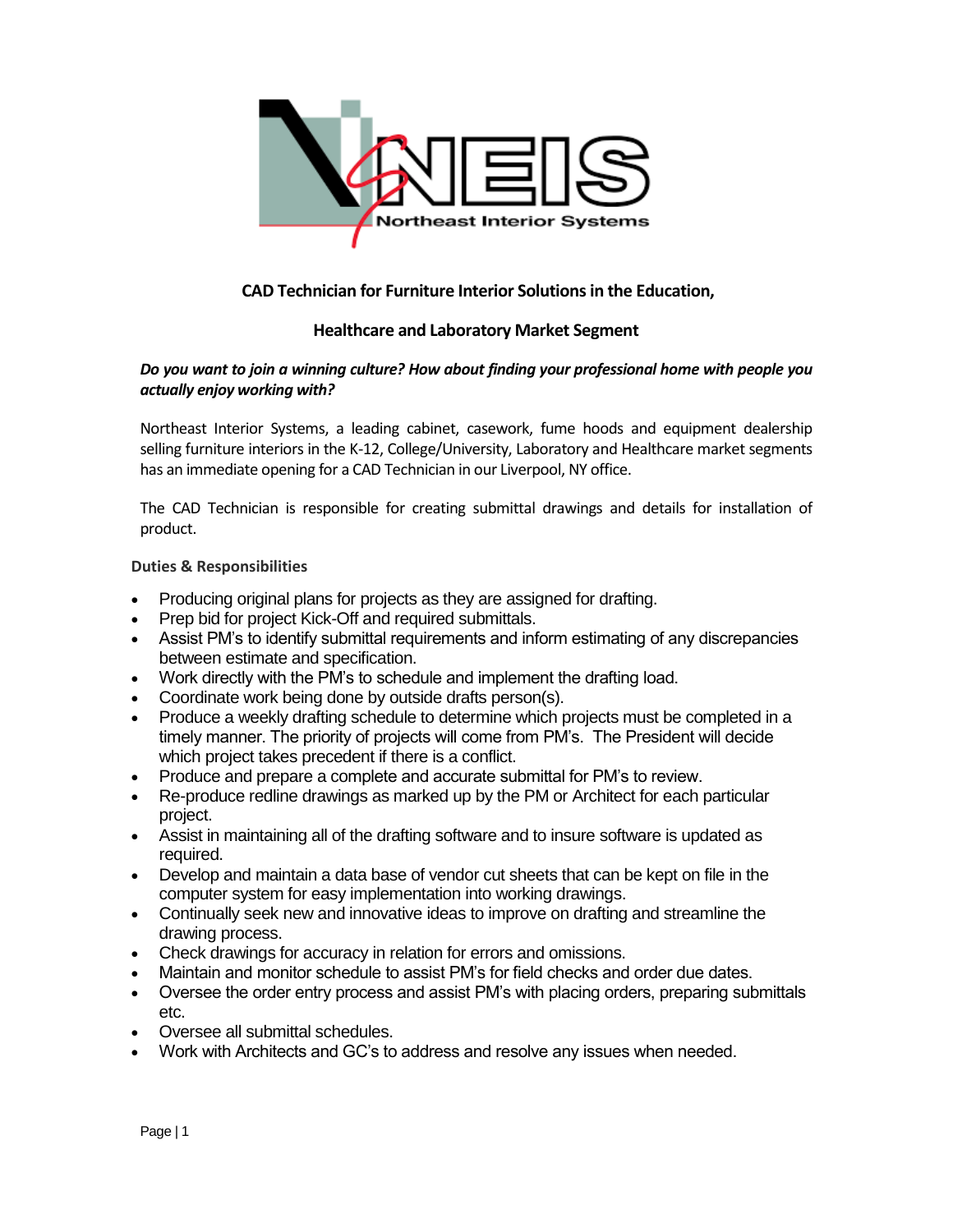# CAD Technician for Furniture Interior Solutions in the Education, Healthcare and Laboratory Market Segment

***Do you want to join a winning culture? How about finding your professional home with people you actually enjoy working with?***

Northeast Interior Systems, a leading cabinet, casework, fume hoods and equipment dealership selling furniture interiors in the K-12, College/University, Laboratory and Healthcare market segments has an immediate opening for a CAD Technician in our Liverpool, NY office.

The CAD Technician is responsible for creating submittal drawings and details for installation of product.

### Duties & Responsibilities

- Producing original plans for projects as they are assigned for drafting.
- Prep bid for project Kick-Off and required submittals.
- Assist PM's to identify submittal requirements and inform estimating of any discrepancies between estimate and specification.
- Work directly with the PM's to schedule and implement the drafting load.
- Coordinate work being done by outside drafts person(s).
- Produce a weekly drafting schedule to determine which projects must be completed in a timely manner. The priority of projects will come from PM's. The President will decide which project takes precedent if there is a conflict.
- Produce and prepare a complete and accurate submittal for PM's to review.
- Re-produce redline drawings as marked up by the PM or Architect for each particular project.
- Assist in maintaining all of the drafting software and to insure software is updated as required.
- Develop and maintain a data base of vendor cut sheets that can be kept on file in the computer system for easy implementation into working drawings.
- Continually seek new and innovative ideas to improve on drafting and streamline the drawing process.
- Check drawings for accuracy in relation for errors and omissions.
- Maintain and monitor schedule to assist PM's for field checks and order due dates.
- Oversee the order entry process and assist PM's with placing orders, preparing submittals etc.
- Oversee all submittal schedules.
- Work with Architects and GC's to address and resolve any issues when needed.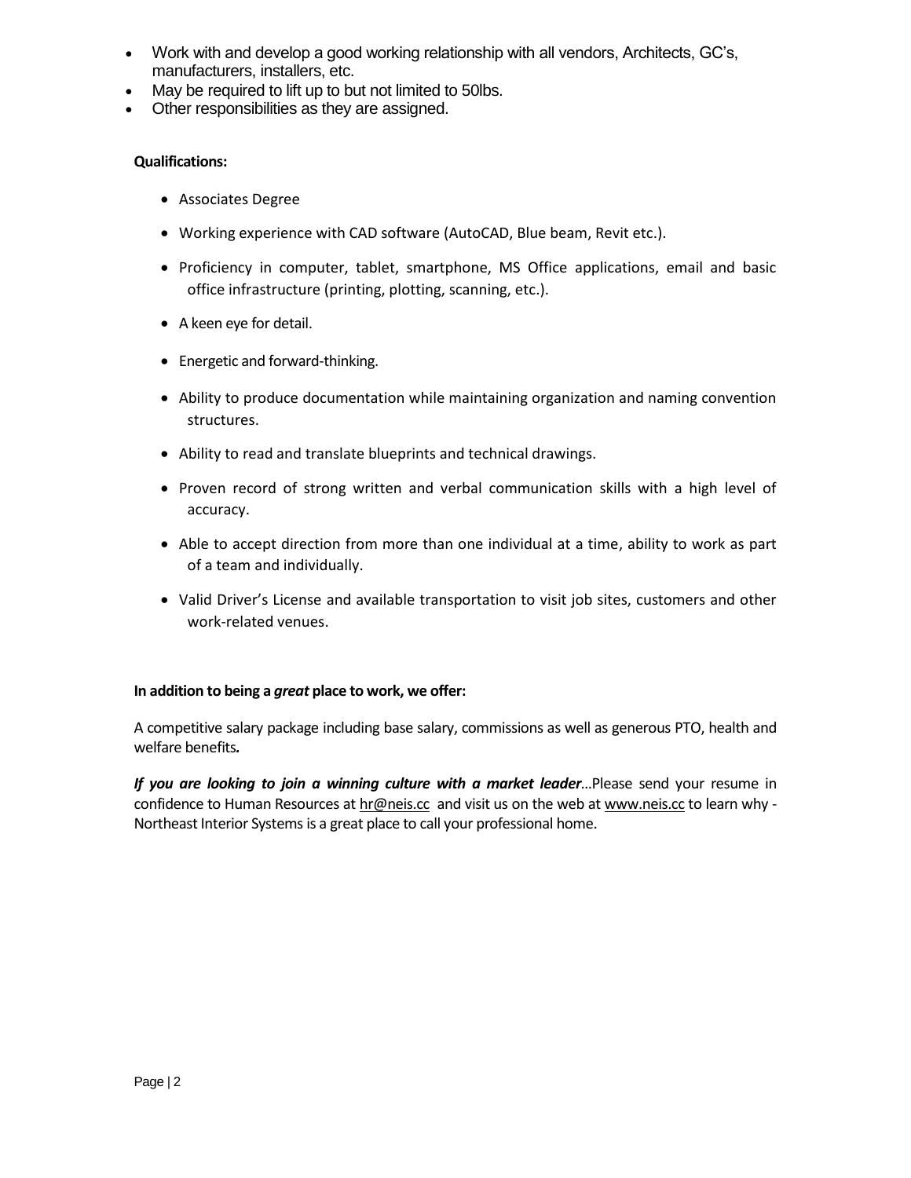- Work with and develop a good working relationship with all vendors, Architects, GC's, manufacturers, installers, etc.
- May be required to lift up to but not limited to 50lbs.
- Other responsibilities as they are assigned.

**Qualifications:**

- Associates Degree
- Working experience with CAD software (AutoCAD, Blue beam, Revit etc.).
- Proficiency in computer, tablet, smartphone, MS Office applications, email and basic office infrastructure (printing, plotting, scanning, etc.).
- A keen eye for detail.
- Energetic and forward-thinking.
- Ability to produce documentation while maintaining organization and naming convention structures.
- Ability to read and translate blueprints and technical drawings.
- Proven record of strong written and verbal communication skills with a high level of accuracy.
- Able to accept direction from more than one individual at a time, ability to work as part of a team and individually.
- Valid Driver's License and available transportation to visit job sites, customers and other work-related venues.

**In addition to being a *great* place to work, we offer:**

A competitive salary package including base salary, commissions as well as generous PTO, health and welfare benefits***.***

***If you are looking to join a winning culture with a market leader***…Please send your resume in confidence to Human Resources at hr@neis.cc and visit us on the web at www.neis.cc to learn why - Northeast Interior Systems is a great place to call your professional home.